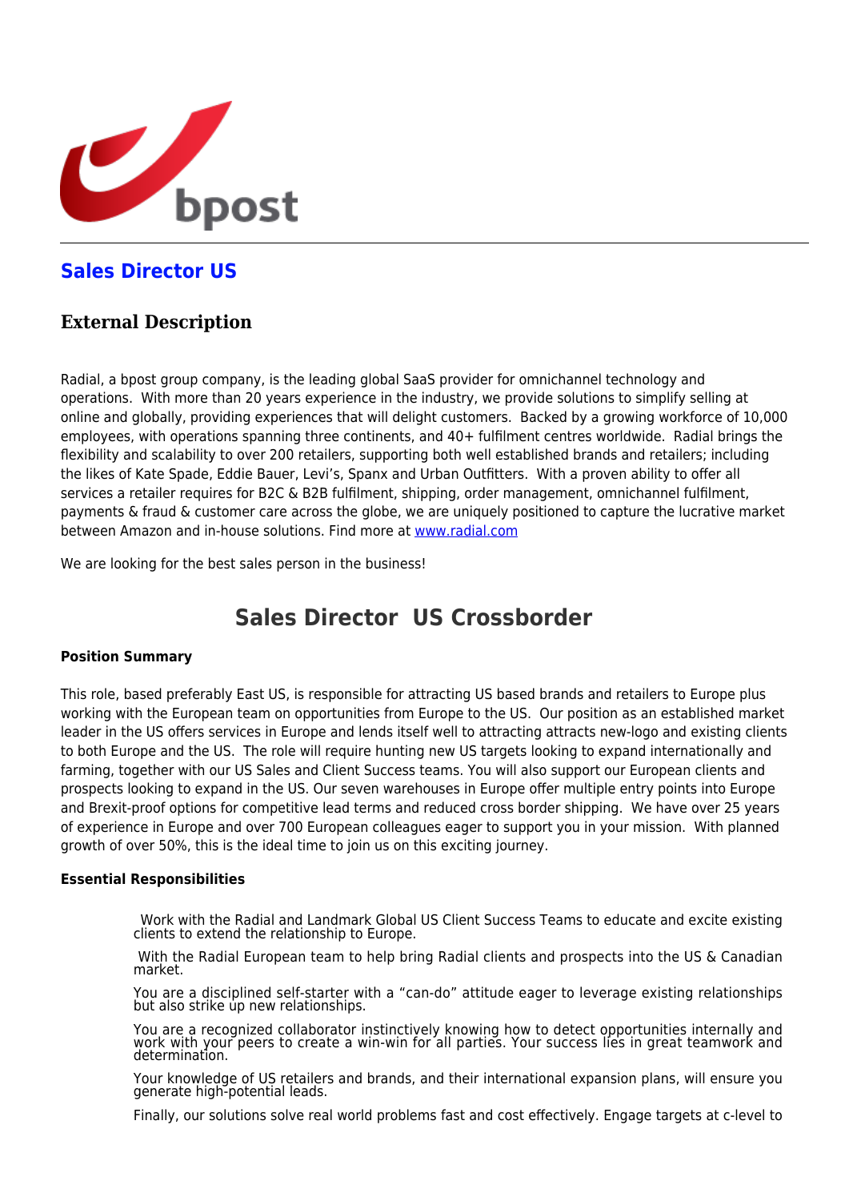bpost

## Sales Director US

### External Description

Radial, a bpost group company, is the leading global SaaS provider for omnichannel technology and operations. With more than 20 years experience in the industry, we provide solutions to simplify selling at online and globally, providing experiences that will delight customers. Backed by a growing workforce of 10,000 employees, with operations spanning three continents, and 40+ fulfilment centres worldwide. Radial brings the flexibility and scalability to over 200 retailers, supporting both well established brands and retailers; including the likes of Kate Spade, Eddie Bauer, Levi's, Spanx and Urban Outfitters. With a proven ability to offer all services a retailer requires for B2C & B2B fulfilment, shipping, order management, omnichannel fulfilment, payments & fraud & customer care across the globe, we are uniquely positioned to capture the lucrative market between Amazon and in-house solutions. Find more at [www.radial.com](http://www.radial.com)

We are looking for the best sales person in the business!

## Sales Director US Crossborder

**Position Summary**

This role, based preferably East US, is responsible for attracting US based brands and retailers to Europe plus working with the European team on opportunities from Europe to the US. Our position as an established market leader in the US offers services in Europe and lends itself well to attracting attracts new-logo and existing clients to both Europe and the US. The role will require hunting new US targets looking to expand internationally and farming, together with our US Sales and Client Success teams. You will also support our European clients and prospects looking to expand in the US. Our seven warehouses in Europe offer multiple entry points into Europe and Brexit-proof options for competitive lead terms and reduced cross border shipping. We have over 25 years of experience in Europe and over 700 European colleagues eager to support you in your mission. With planned growth of over 50%, this is the ideal time to join us on this exciting journey.

**Essential Responsibilities**

- Work with the Radial and Landmark Global US Client Success Teams to educate and excite existing clients to extend the relationship to Europe.
- With the Radial European team to help bring Radial clients and prospects into the US & Canadian market.
- You are a disciplined self-starter with a “can-do” attitude eager to leverage existing relationships but also strike up new relationships.
- You are a recognized collaborator instinctively knowing how to detect opportunities internally and work with your peers to create a win-win for all parties. Your success lies in great teamwork and determination.
- Your knowledge of US retailers and brands, and their international expansion plans, will ensure you generate high-potential leads.
- Finally, our solutions solve real world problems fast and cost effectively. Engage targets at c-level to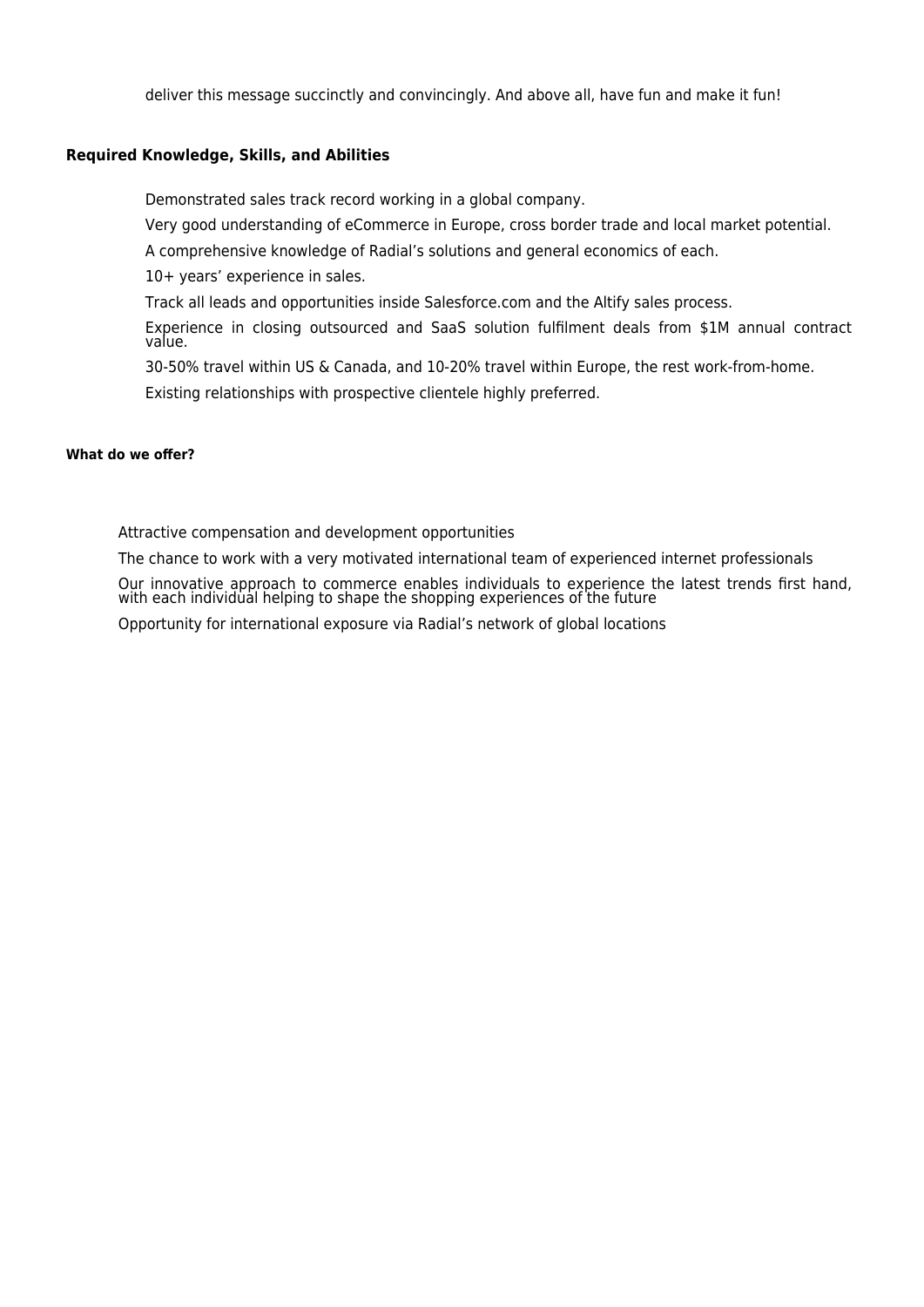deliver this message succinctly and convincingly. And above all, have fun and make it fun!

**Required Knowledge, Skills, and Abilities**

- Demonstrated sales track record working in a global company.
- Very good understanding of eCommerce in Europe, cross border trade and local market potential.
- A comprehensive knowledge of Radial's solutions and general economics of each.
- 10+ years' experience in sales.
- Track all leads and opportunities inside Salesforce.com and the Altify sales process.
- Experience in closing outsourced and SaaS solution fulfilment deals from $1M annual contract value.
- 30-50% travel within US & Canada, and 10-20% travel within Europe, the rest work-from-home.
- Existing relationships with prospective clientele highly preferred.

**What do we offer?**

- Attractive compensation and development opportunities
- The chance to work with a very motivated international team of experienced internet professionals
- Our innovative approach to commerce enables individuals to experience the latest trends first hand, with each individual helping to shape the shopping experiences of the future
- Opportunity for international exposure via Radial's network of global locations